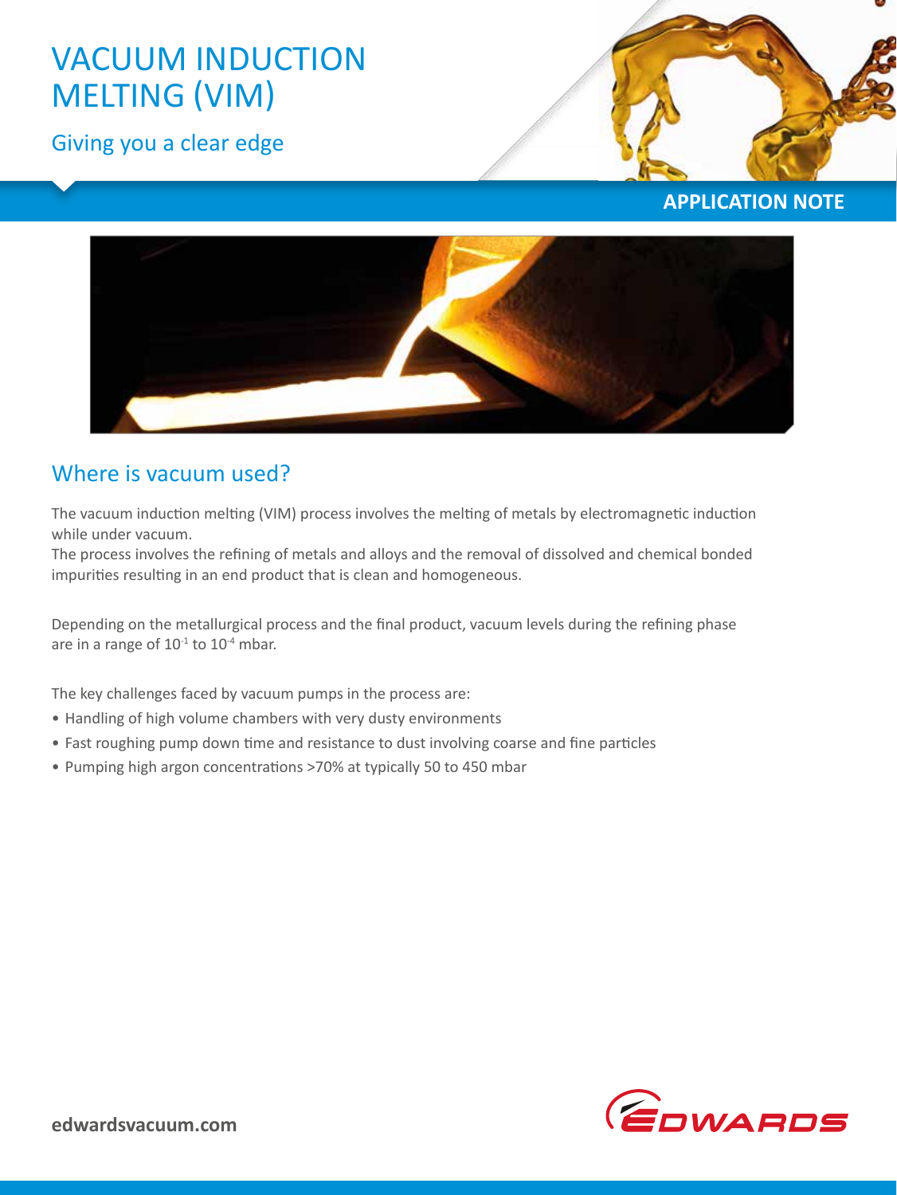# VACUUM INDUCTION MELTING (VIM)

Giving you a clear edge

**APPLICATION NOTE**

## Where is vacuum used?

The vacuum induction melting (VIM) process involves the melting of metals by electromagnetic induction while under vacuum.
The process involves the refining of metals and alloys and the removal of dissolved and chemical bonded impurities resulting in an end product that is clean and homogeneous.

Depending on the metallurgical process and the final product, vacuum levels during the refining phase are in a range of $10^{-1}$ to $10^{-4}$ mbar.

The key challenges faced by vacuum pumps in the process are:

- Handling of high volume chambers with very dusty environments
- Fast roughing pump down time and resistance to dust involving coarse and fine particles
- Pumping high argon concentrations >70% at typically 50 to 450 mbar

edwardsvacuum.com

EDWARDS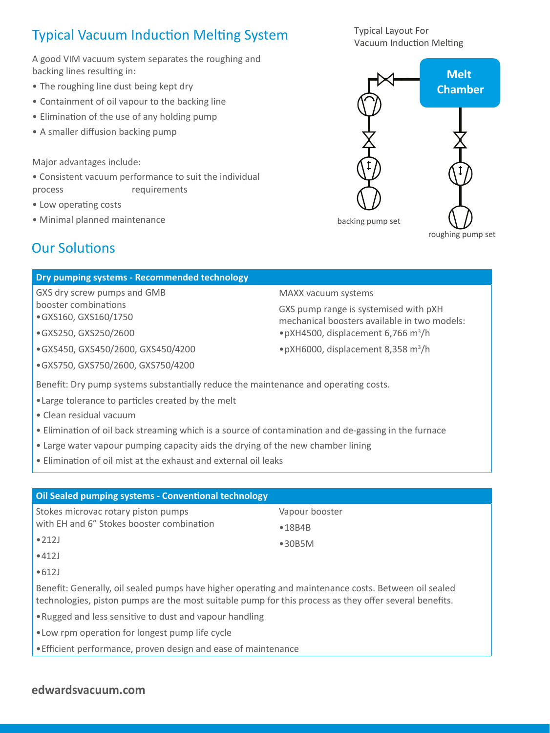## Typical Vacuum Induction Melting System

A good VIM vacuum system separates the roughing and backing lines resulting in:

- The roughing line dust being kept dry
- Containment of oil vapour to the backing line
- Elimination of the use of any holding pump
- A smaller diffusion backing pump

Major advantages include:

- Consistent vacuum performance to suit the individual process requirements
- Low operating costs
- Minimal planned maintenance

Typical Layout For Vacuum Induction Melting

Melt Chamber

backing pump set

roughing pump set

## Our Solutions

### Dry pumping systems - Recommended technology

GXS dry screw pumps and GMB booster combinations

- GXS160, GXS160/1750
- GXS250, GXS250/2600
- GXS450, GXS450/2600, GXS450/4200
- GXS750, GXS750/2600, GXS750/4200

MAXX vacuum systems

GXS pump range is systemised with pXH mechanical boosters available in two models:

- pXH4500, displacement 6,766 $m^3$/h
- pXH6000, displacement 8,358 $m^3$/h

Benefit: Dry pump systems substantially reduce the maintenance and operating costs.

- Large tolerance to particles created by the melt
- Clean residual vacuum
- Elimination of oil back streaming which is a source of contamination and de-gassing in the furnace
- Large water vapour pumping capacity aids the drying of the new chamber lining
- Elimination of oil mist at the exhaust and external oil leaks

### Oil Sealed pumping systems - Conventional technology

Stokes microvac rotary piston pumps with EH and 6" Stokes booster combination

- 212J
- 412J
- 612J

Vapour booster

- 18B4B
- 30B5M

Benefit: Generally, oil sealed pumps have higher operating and maintenance costs. Between oil sealed technologies, piston pumps are the most suitable pump for this process as they offer several benefits.

- Rugged and less sensitive to dust and vapour handling
- Low rpm operation for longest pump life cycle
- Efficient performance, proven design and ease of maintenance

**edwardsvacuum.com**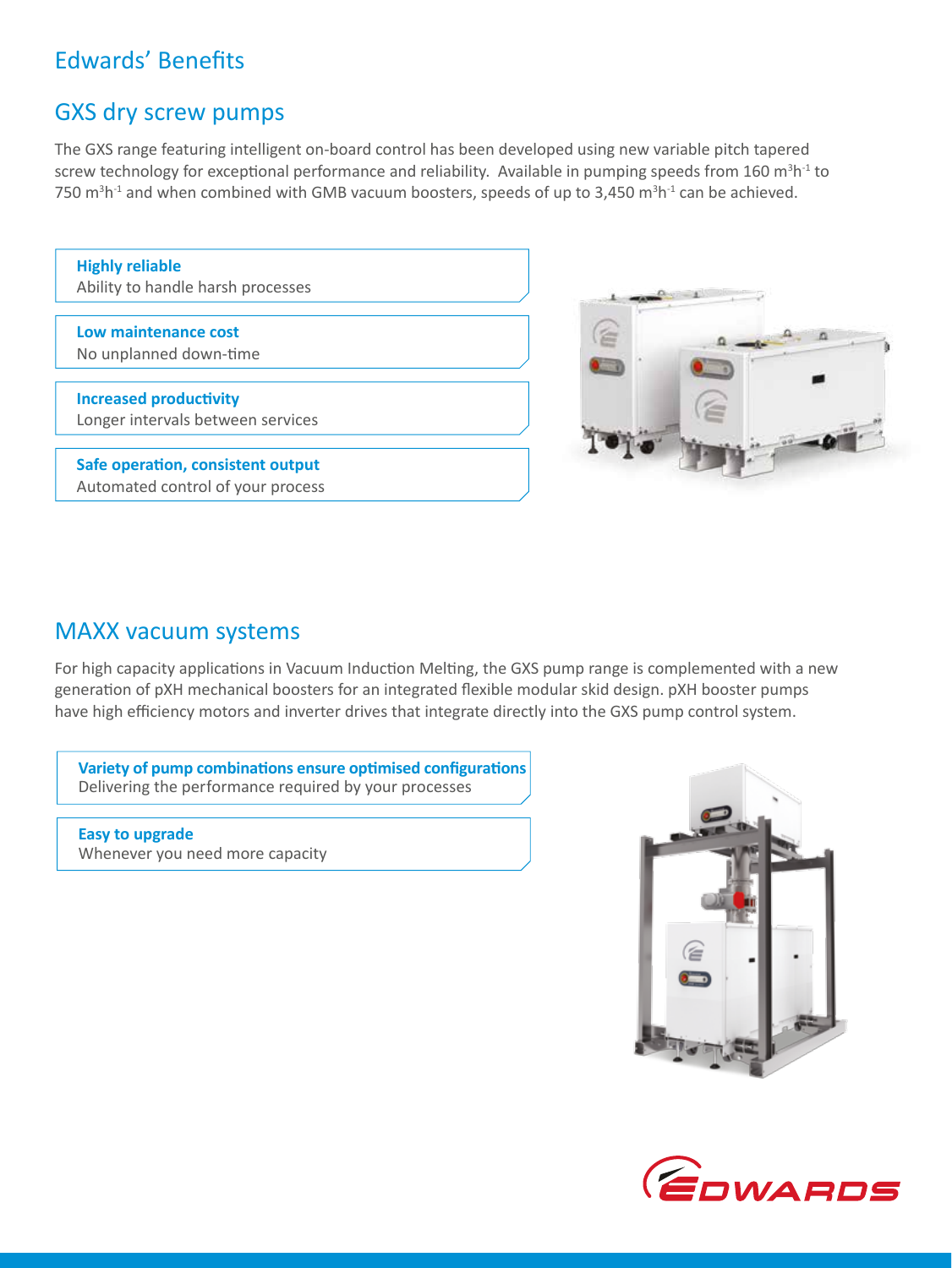# Edwards' Benefits

## GXS dry screw pumps

The GXS range featuring intelligent on-board control has been developed using new variable pitch tapered screw technology for exceptional performance and reliability. Available in pumping speeds from 160 $m^3h^{-1}$ to 750 $m^3h^{-1}$ and when combined with GMB vacuum boosters, speeds of up to 3,450 $m^3h^{-1}$ can be achieved.

**Highly reliable**
Ability to handle harsh processes

**Low maintenance cost**
No unplanned down-time

**Increased productivity**
Longer intervals between services

**Safe operation, consistent output**
Automated control of your process

## MAXX vacuum systems

For high capacity applications in Vacuum Induction Melting, the GXS pump range is complemented with a new generation of pXH mechanical boosters for an integrated flexible modular skid design. pXH booster pumps have high efficiency motors and inverter drives that integrate directly into the GXS pump control system.

**Variety of pump combinations ensure optimised configurations**
Delivering the performance required by your processes

**Easy to upgrade**
Whenever you need more capacity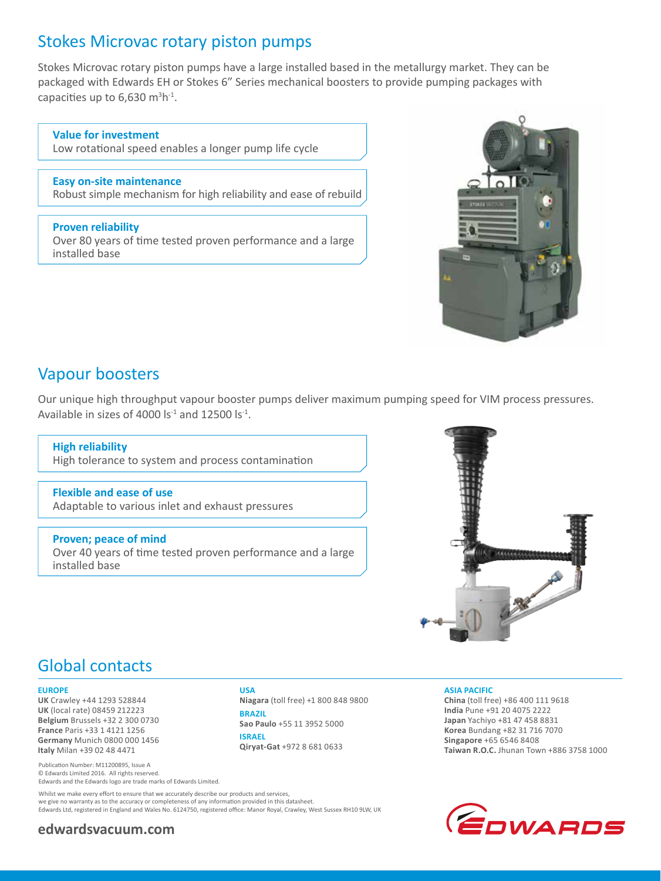## Stokes Microvac rotary piston pumps

Stokes Microvac rotary piston pumps have a large installed based in the metallurgy market. They can be packaged with Edwards EH or Stokes 6" Series mechanical boosters to provide pumping packages with capacities up to 6,630 $m^3h^{-1}$.

**Value for investment**
Low rotational speed enables a longer pump life cycle

**Easy on-site maintenance**
Robust simple mechanism for high reliability and ease of rebuild

**Proven reliability**
Over 80 years of time tested proven performance and a large installed base

## Vapour boosters

Our unique high throughput vapour booster pumps deliver maximum pumping speed for VIM process pressures. Available in sizes of 4000 $ls^{-1}$ and 12500 $ls^{-1}$.

**High reliability**
High tolerance to system and process contamination

**Flexible and ease of use**
Adaptable to various inlet and exhaust pressures

**Proven; peace of mind**
Over 40 years of time tested proven performance and a large installed base

## Global contacts

**EUROPE**
**UK** Crawley +44 1293 528844
**UK** (local rate) 08459 212223
**Belgium** Brussels +32 2 300 0730
**France** Paris +33 1 4121 1256
**Germany** Munich 0800 000 1456
**Italy** Milan +39 02 48 4471

**USA**
**Niagara** (toll free) +1 800 848 9800

**BRAZIL**
**Sao Paulo** +55 11 3952 5000

**ISRAEL**
**Qiryat-Gat** +972 8 681 0633

**ASIA PACIFIC**
**China** (toll free) +86 400 111 9618
**India** Pune +91 20 4075 2222
**Japan** Yachiyo +81 47 458 8831
**Korea** Bundang +82 31 716 7070
**Singapore** +65 6546 8408
**Taiwan R.O.C.** Jhunan Town +886 3758 1000

Publication Number: M11200895, Issue A
© Edwards Limited 2016. All rights reserved.
Edwards and the Edwards logo are trade marks of Edwards Limited.

Whilst we make every effort to ensure that we accurately describe our products and services, we give no warranty as to the accuracy or completeness of any information provided in this datasheet.
Edwards Ltd, registered in England and Wales No. 6124750, registered office: Manor Royal, Crawley, West Sussex RH10 9LW, UK

**edwardsvacuum.com**

EDWARDS